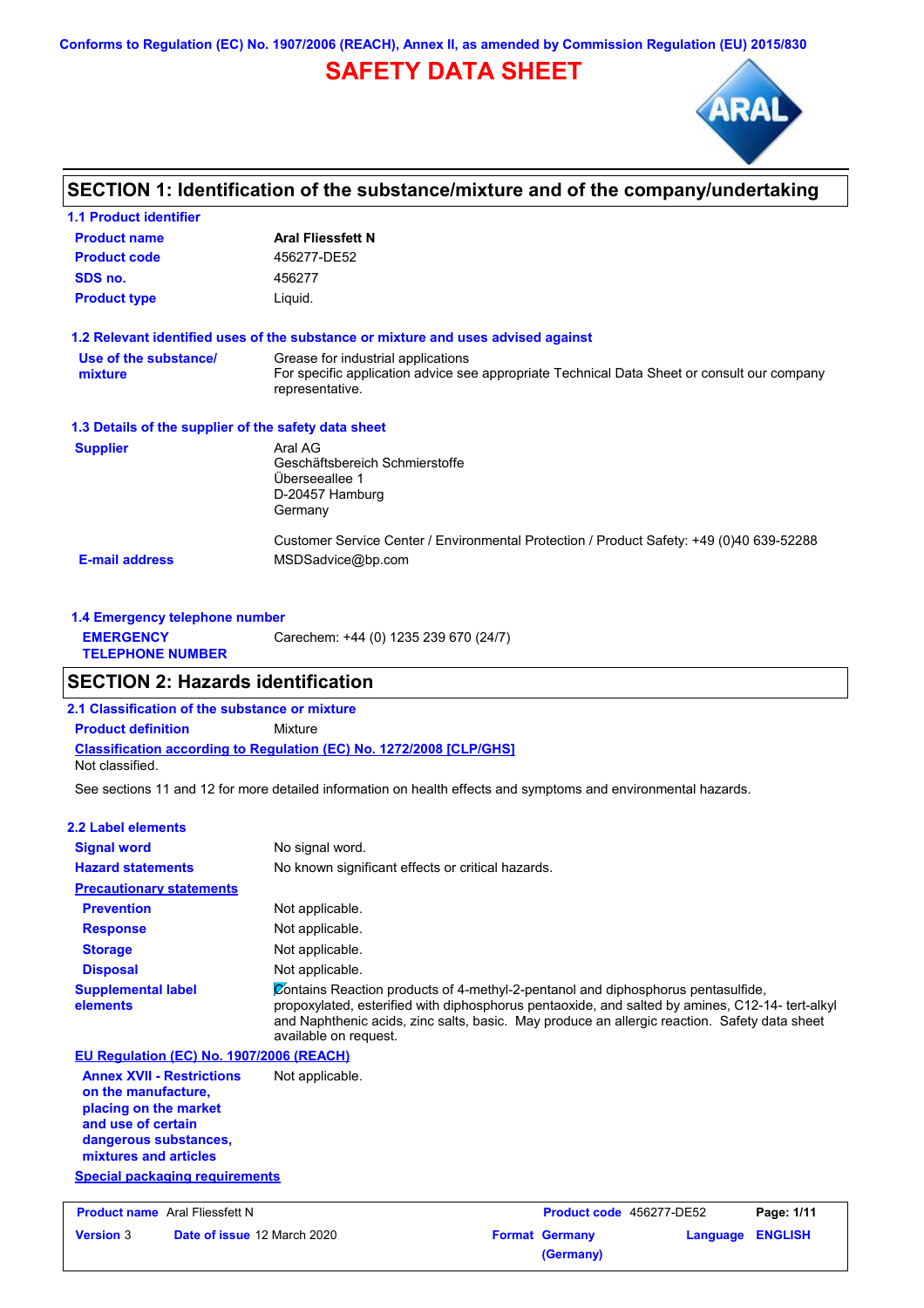Conforms to Regulation (EC) No. 1907/2006 (REACH), Annex II, as amended by Commission Regulation (EU) 2015/830

# SAFETY DATA SHEET

## SECTION 1: Identification of the substance/mixture and of the company/undertaking

### 1.1 Product identifier

**Product name** **Aral Fliessfett N**

**Product code** 456277-DE52

**SDS no.** 456277

**Product type** Liquid.

### 1.2 Relevant identified uses of the substance or mixture and uses advised against

**Use of the substance/ mixture** Grease for industrial applications
For specific application advice see appropriate Technical Data Sheet or consult our company representative.

### 1.3 Details of the supplier of the safety data sheet

**Supplier** Aral AG
Geschäftsbereich Schmierstoffe
Überseeallee 1
D-20457 Hamburg
Germany

Customer Service Center / Environmental Protection / Product Safety: +49 (0)40 639-52288

**E-mail address** MSDSadvice@bp.com

### 1.4 Emergency telephone number

**EMERGENCY TELEPHONE NUMBER** Carechem: +44 (0) 1235 239 670 (24/7)

## SECTION 2: Hazards identification

### 2.1 Classification of the substance or mixture

**Product definition** Mixture

**Classification according to Regulation (EC) No. 1272/2008 [CLP/GHS]**

Not classified.

See sections 11 and 12 for more detailed information on health effects and symptoms and environmental hazards.

### 2.2 Label elements

**Signal word** No signal word.

**Hazard statements** No known significant effects or critical hazards.

**Precautionary statements**

**Prevention** Not applicable.

**Response** Not applicable.

**Storage** Not applicable.

**Disposal** Not applicable.

**Supplemental label elements** Contains Reaction products of 4-methyl-2-pentanol and diphosphorus pentasulfide, propoxylated, esterified with diphosphorus pentaoxide, and salted by amines, C12-14- tert-alkyl and Naphthenic acids, zinc salts, basic. May produce an allergic reaction. Safety data sheet available on request.

**EU Regulation (EC) No. 1907/2006 (REACH)**

**Annex XVII - Restrictions on the manufacture, placing on the market and use of certain dangerous substances, mixtures and articles** Not applicable.

**Special packaging requirements**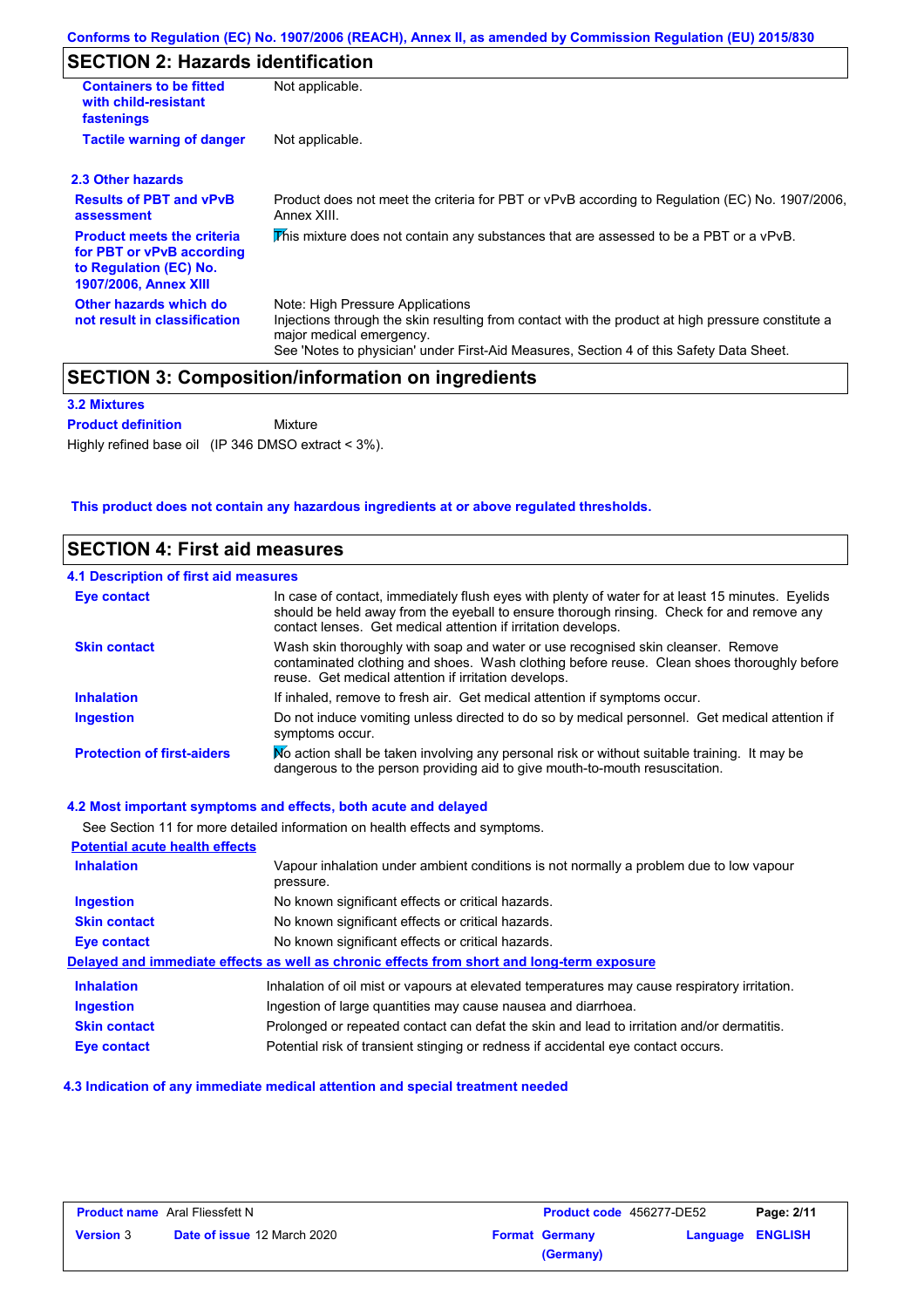Conforms to Regulation (EC) No. 1907/2006 (REACH), Annex II, as amended by Commission Regulation (EU) 2015/830

## SECTION 2: Hazards identification

| | |
|---|---|
| **Containers to be fitted with child-resistant fastenings** | Not applicable. |
| **Tactile warning of danger** | Not applicable. |

### 2.3 Other hazards

| | |
|---|---|
| **Results of PBT and vPvB assessment** | Product does not meet the criteria for PBT or vPvB according to Regulation (EC) No. 1907/2006, Annex XIII. |
| **Product meets the criteria for PBT or vPvB according to Regulation (EC) No. 1907/2006, Annex XIII** | This mixture does not contain any substances that are assessed to be a PBT or a vPvB. |
| **Other hazards which do not result in classification** | Note: High Pressure Applications<br>Injections through the skin resulting from contact with the product at high pressure constitute a major medical emergency.<br>See 'Notes to physician' under First-Aid Measures, Section 4 of this Safety Data Sheet. |

## SECTION 3: Composition/information on ingredients

### 3.2 Mixtures

**Product definition** Mixture

Highly refined base oil (IP 346 DMSO extract < 3%).

**This product does not contain any hazardous ingredients at or above regulated thresholds.**

## SECTION 4: First aid measures

### 4.1 Description of first aid measures

| | |
|---|---|
| **Eye contact** | In case of contact, immediately flush eyes with plenty of water for at least 15 minutes. Eyelids should be held away from the eyeball to ensure thorough rinsing. Check for and remove any contact lenses. Get medical attention if irritation develops. |
| **Skin contact** | Wash skin thoroughly with soap and water or use recognised skin cleanser. Remove contaminated clothing and shoes. Wash clothing before reuse. Clean shoes thoroughly before reuse. Get medical attention if irritation develops. |
| **Inhalation** | If inhaled, remove to fresh air. Get medical attention if symptoms occur. |
| **Ingestion** | Do not induce vomiting unless directed to do so by medical personnel. Get medical attention if symptoms occur. |
| **Protection of first-aiders** | No action shall be taken involving any personal risk or without suitable training. It may be dangerous to the person providing aid to give mouth-to-mouth resuscitation. |

### 4.2 Most important symptoms and effects, both acute and delayed

See Section 11 for more detailed information on health effects and symptoms.

**Potential acute health effects**

| | |
|---|---|
| **Inhalation** | Vapour inhalation under ambient conditions is not normally a problem due to low vapour pressure. |
| **Ingestion** | No known significant effects or critical hazards. |
| **Skin contact** | No known significant effects or critical hazards. |
| **Eye contact** | No known significant effects or critical hazards. |

**Delayed and immediate effects as well as chronic effects from short and long-term exposure**

| | |
|---|---|
| **Inhalation** | Inhalation of oil mist or vapours at elevated temperatures may cause respiratory irritation. |
| **Ingestion** | Ingestion of large quantities may cause nausea and diarrhoea. |
| **Skin contact** | Prolonged or repeated contact can defat the skin and lead to irritation and/or dermatitis. |
| **Eye contact** | Potential risk of transient stinging or redness if accidental eye contact occurs. |

### 4.3 Indication of any immediate medical attention and special treatment needed

| | | | |
|---|---|---|---|
| **Product name** Aral Fliessfett N | | **Product code** 456277-DE52 | |
| **Version** 3 | **Date of issue** 12 March 2020 | **Format** Germany (Germany) | **Language** ENGLISH |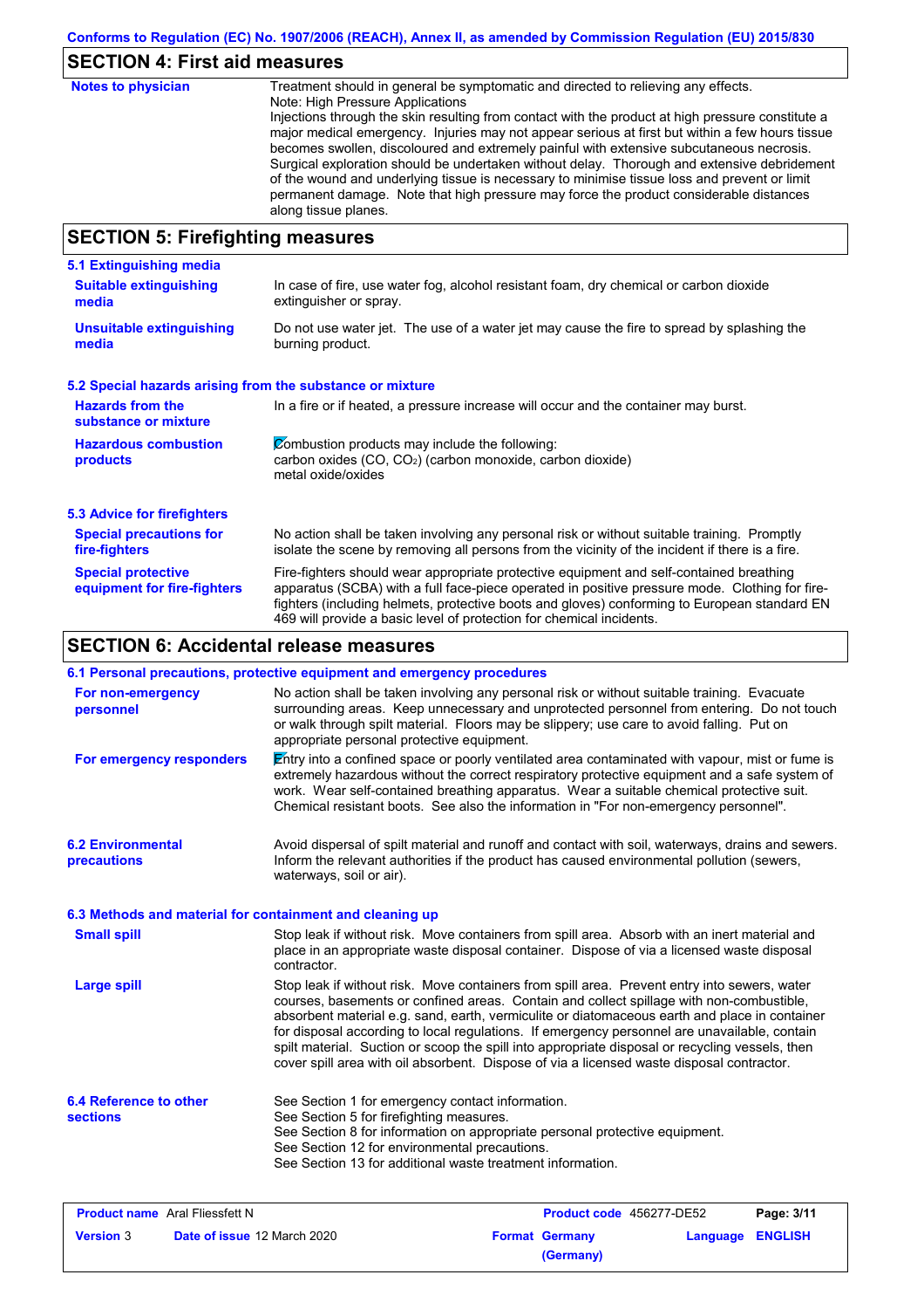## SECTION 4: First aid measures

**Notes to physician**

Treatment should in general be symptomatic and directed to relieving any effects.
Note: High Pressure Applications
Injections through the skin resulting from contact with the product at high pressure constitute a major medical emergency. Injuries may not appear serious at first but within a few hours tissue becomes swollen, discoloured and extremely painful with extensive subcutaneous necrosis. Surgical exploration should be undertaken without delay. Thorough and extensive debridement of the wound and underlying tissue is necessary to minimise tissue loss and prevent or limit permanent damage. Note that high pressure may force the product considerable distances along tissue planes.

## SECTION 5: Firefighting measures

### 5.1 Extinguishing media

**Suitable extinguishing media**

In case of fire, use water fog, alcohol resistant foam, dry chemical or carbon dioxide extinguisher or spray.

**Unsuitable extinguishing media**

Do not use water jet. The use of a water jet may cause the fire to spread by splashing the burning product.

### 5.2 Special hazards arising from the substance or mixture

**Hazards from the substance or mixture**

In a fire or if heated, a pressure increase will occur and the container may burst.

**Hazardous combustion products**

Combustion products may include the following:
carbon oxides (CO, $CO_2$) (carbon monoxide, carbon dioxide)
metal oxide/oxides

### 5.3 Advice for firefighters

**Special precautions for fire-fighters**

No action shall be taken involving any personal risk or without suitable training. Promptly isolate the scene by removing all persons from the vicinity of the incident if there is a fire.

**Special protective equipment for fire-fighters**

Fire-fighters should wear appropriate protective equipment and self-contained breathing apparatus (SCBA) with a full face-piece operated in positive pressure mode. Clothing for fire-fighters (including helmets, protective boots and gloves) conforming to European standard EN 469 will provide a basic level of protection for chemical incidents.

## SECTION 6: Accidental release measures

### 6.1 Personal precautions, protective equipment and emergency procedures

**For non-emergency personnel**

No action shall be taken involving any personal risk or without suitable training. Evacuate surrounding areas. Keep unnecessary and unprotected personnel from entering. Do not touch or walk through spilt material. Floors may be slippery; use care to avoid falling. Put on appropriate personal protective equipment.

**For emergency responders**

Entry into a confined space or poorly ventilated area contaminated with vapour, mist or fume is extremely hazardous without the correct respiratory protective equipment and a safe system of work. Wear self-contained breathing apparatus. Wear a suitable chemical protective suit. Chemical resistant boots. See also the information in "For non-emergency personnel".

### 6.2 Environmental precautions

Avoid dispersal of spilt material and runoff and contact with soil, waterways, drains and sewers. Inform the relevant authorities if the product has caused environmental pollution (sewers, waterways, soil or air).

### 6.3 Methods and material for containment and cleaning up

**Small spill**

Stop leak if without risk. Move containers from spill area. Absorb with an inert material and place in an appropriate waste disposal container. Dispose of via a licensed waste disposal contractor.

**Large spill**

Stop leak if without risk. Move containers from spill area. Prevent entry into sewers, water courses, basements or confined areas. Contain and collect spillage with non-combustible, absorbent material e.g. sand, earth, vermiculite or diatomaceous earth and place in container for disposal according to local regulations. If emergency personnel are unavailable, contain spilt material. Suction or scoop the spill into appropriate disposal or recycling vessels, then cover spill area with oil absorbent. Dispose of via a licensed waste disposal contractor.

### 6.4 Reference to other sections

See Section 1 for emergency contact information.
See Section 5 for firefighting measures.
See Section 8 for information on appropriate personal protective equipment.
See Section 12 for environmental precautions.
See Section 13 for additional waste treatment information.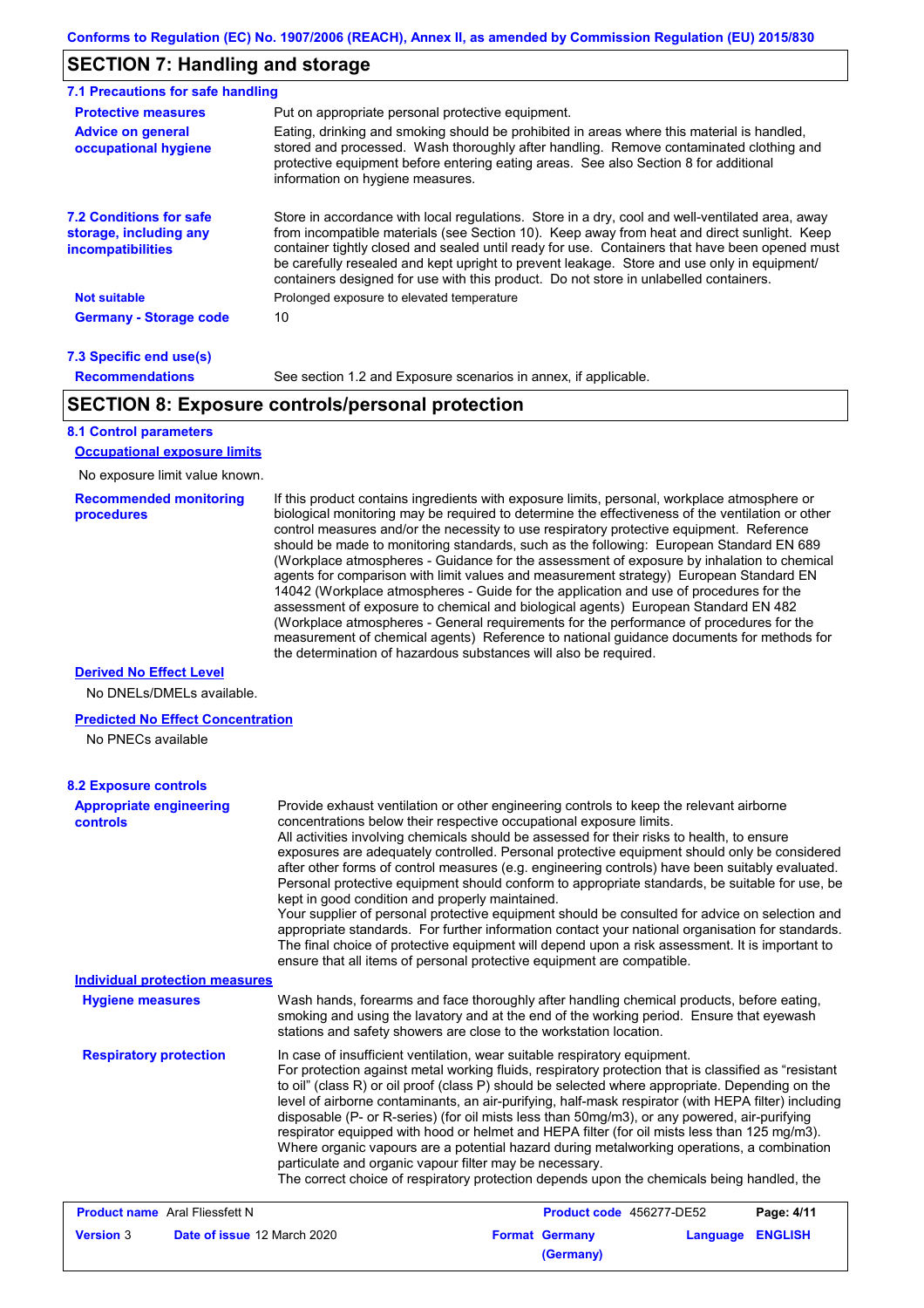## SECTION 7: Handling and storage

### 7.1 Precautions for safe handling

**Protective measures**

Put on appropriate personal protective equipment.

**Advice on general occupational hygiene**

Eating, drinking and smoking should be prohibited in areas where this material is handled, stored and processed. Wash thoroughly after handling. Remove contaminated clothing and protective equipment before entering eating areas. See also Section 8 for additional information on hygiene measures.

### 7.2 Conditions for safe storage, including any incompatibilities

Store in accordance with local regulations. Store in a dry, cool and well-ventilated area, away from incompatible materials (see Section 10). Keep away from heat and direct sunlight. Keep container tightly closed and sealed until ready for use. Containers that have been opened must be carefully resealed and kept upright to prevent leakage. Store and use only in equipment/ containers designed for use with this product. Do not store in unlabelled containers.

**Not suitable**

Prolonged exposure to elevated temperature

**Germany - Storage code**

10

### 7.3 Specific end use(s)

**Recommendations**

See section 1.2 and Exposure scenarios in annex, if applicable.

## SECTION 8: Exposure controls/personal protection

### 8.1 Control parameters

**Occupational exposure limits**

No exposure limit value known.

**Recommended monitoring procedures**

If this product contains ingredients with exposure limits, personal, workplace atmosphere or biological monitoring may be required to determine the effectiveness of the ventilation or other control measures and/or the necessity to use respiratory protective equipment. Reference should be made to monitoring standards, such as the following: European Standard EN 689 (Workplace atmospheres - Guidance for the assessment of exposure by inhalation to chemical agents for comparison with limit values and measurement strategy) European Standard EN 14042 (Workplace atmospheres - Guide for the application and use of procedures for the assessment of exposure to chemical and biological agents) European Standard EN 482 (Workplace atmospheres - General requirements for the performance of procedures for the measurement of chemical agents) Reference to national guidance documents for methods for the determination of hazardous substances will also be required.

**Derived No Effect Level**

No DNELs/DMELs available.

**Predicted No Effect Concentration**

No PNECs available

### 8.2 Exposure controls

**Appropriate engineering controls**

Provide exhaust ventilation or other engineering controls to keep the relevant airborne concentrations below their respective occupational exposure limits.
All activities involving chemicals should be assessed for their risks to health, to ensure exposures are adequately controlled. Personal protective equipment should only be considered after other forms of control measures (e.g. engineering controls) have been suitably evaluated. Personal protective equipment should conform to appropriate standards, be suitable for use, be kept in good condition and properly maintained.
Your supplier of personal protective equipment should be consulted for advice on selection and appropriate standards. For further information contact your national organisation for standards. The final choice of protective equipment will depend upon a risk assessment. It is important to ensure that all items of personal protective equipment are compatible.

**Individual protection measures**

**Hygiene measures**

Wash hands, forearms and face thoroughly after handling chemical products, before eating, smoking and using the lavatory and at the end of the working period. Ensure that eyewash stations and safety showers are close to the workstation location.

**Respiratory protection**

In case of insufficient ventilation, wear suitable respiratory equipment.
For protection against metal working fluids, respiratory protection that is classified as “resistant to oil” (class R) or oil proof (class P) should be selected where appropriate. Depending on the level of airborne contaminants, an air-purifying, half-mask respirator (with HEPA filter) including disposable (P- or R-series) (for oil mists less than 50mg/m3), or any powered, air-purifying respirator equipped with hood or helmet and HEPA filter (for oil mists less than 125 mg/m3). Where organic vapours are a potential hazard during metalworking operations, a combination particulate and organic vapour filter may be necessary.
The correct choice of respiratory protection depends upon the chemicals being handled, the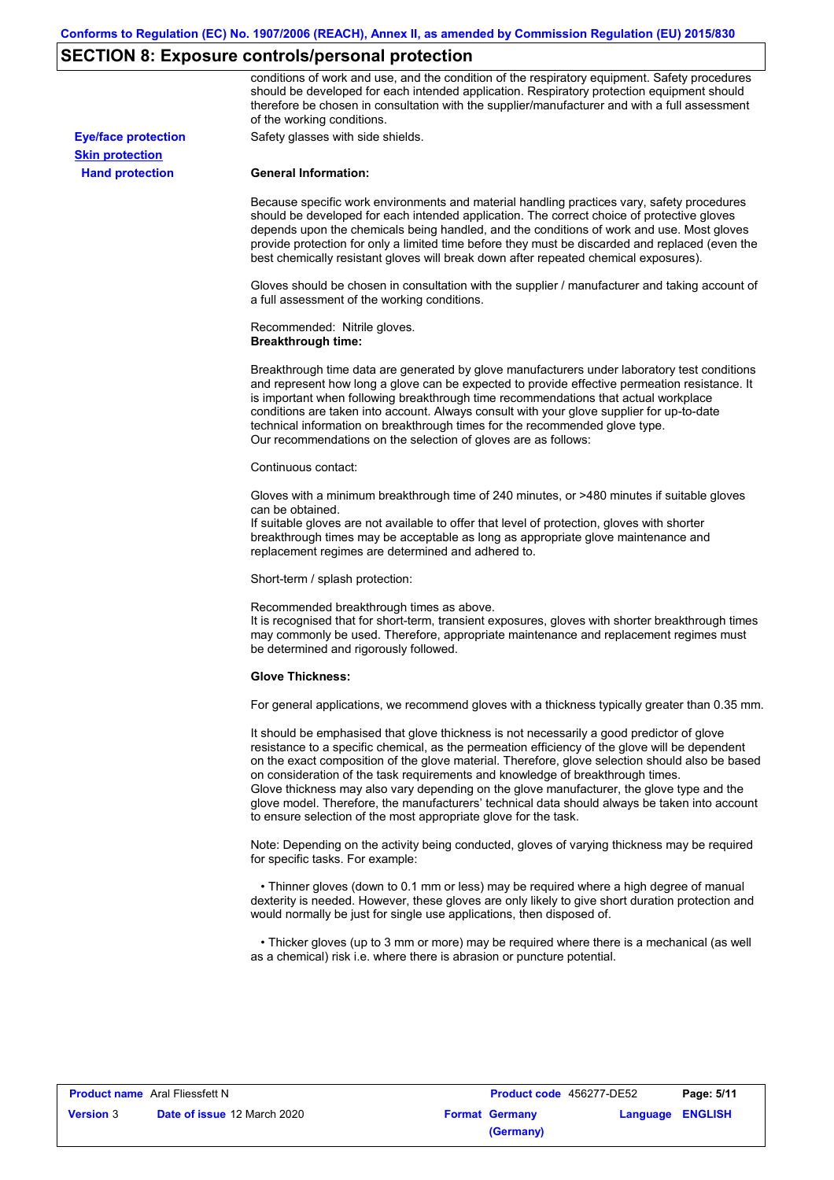## SECTION 8: Exposure controls/personal protection

conditions of work and use, and the condition of the respiratory equipment. Safety procedures should be developed for each intended application. Respiratory protection equipment should therefore be chosen in consultation with the supplier/manufacturer and with a full assessment of the working conditions.

**Eye/face protection**

Safety glasses with side shields.

**Skin protection**

**Hand protection**

**General Information:**

Because specific work environments and material handling practices vary, safety procedures should be developed for each intended application. The correct choice of protective gloves depends upon the chemicals being handled, and the conditions of work and use. Most gloves provide protection for only a limited time before they must be discarded and replaced (even the best chemically resistant gloves will break down after repeated chemical exposures).

Gloves should be chosen in consultation with the supplier / manufacturer and taking account of a full assessment of the working conditions.

Recommended: Nitrile gloves.
**Breakthrough time:**

Breakthrough time data are generated by glove manufacturers under laboratory test conditions and represent how long a glove can be expected to provide effective permeation resistance. It is important when following breakthrough time recommendations that actual workplace conditions are taken into account. Always consult with your glove supplier for up-to-date technical information on breakthrough times for the recommended glove type.
Our recommendations on the selection of gloves are as follows:

Continuous contact:

Gloves with a minimum breakthrough time of 240 minutes, or >480 minutes if suitable gloves can be obtained.
If suitable gloves are not available to offer that level of protection, gloves with shorter breakthrough times may be acceptable as long as appropriate glove maintenance and replacement regimes are determined and adhered to.

Short-term / splash protection:

Recommended breakthrough times as above.
It is recognised that for short-term, transient exposures, gloves with shorter breakthrough times may commonly be used. Therefore, appropriate maintenance and replacement regimes must be determined and rigorously followed.

**Glove Thickness:**

For general applications, we recommend gloves with a thickness typically greater than 0.35 mm.

It should be emphasised that glove thickness is not necessarily a good predictor of glove resistance to a specific chemical, as the permeation efficiency of the glove will be dependent on the exact composition of the glove material. Therefore, glove selection should also be based on consideration of the task requirements and knowledge of breakthrough times.
Glove thickness may also vary depending on the glove manufacturer, the glove type and the glove model. Therefore, the manufacturers' technical data should always be taken into account to ensure selection of the most appropriate glove for the task.

Note: Depending on the activity being conducted, gloves of varying thickness may be required for specific tasks. For example:

- Thinner gloves (down to 0.1 mm or less) may be required where a high degree of manual dexterity is needed. However, these gloves are only likely to give short duration protection and would normally be just for single use applications, then disposed of.

- Thicker gloves (up to 3 mm or more) may be required where there is a mechanical (as well as a chemical) risk i.e. where there is abrasion or puncture potential.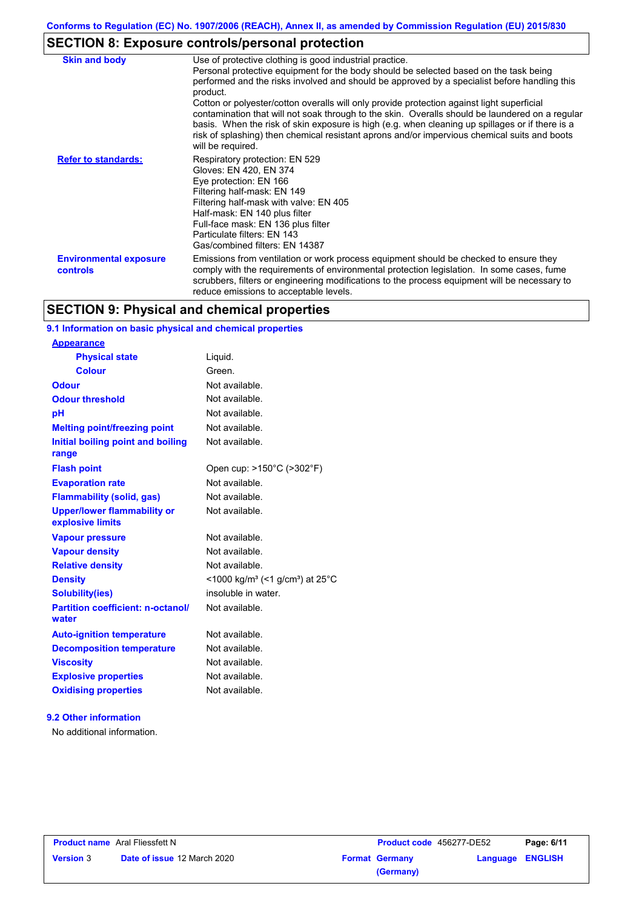## SECTION 8: Exposure controls/personal protection

| | |
|---|---|
| **Skin and body** | Use of protective clothing is good industrial practice. Personal protective equipment for the body should be selected based on the task being performed and the risks involved and should be approved by a specialist before handling this product. Cotton or polyester/cotton overalls will only provide protection against light superficial contamination that will not soak through to the skin. Overalls should be laundered on a regular basis. When the risk of skin exposure is high (e.g. when cleaning up spillages or if there is a risk of splashing) then chemical resistant aprons and/or impervious chemical suits and boots will be required. |
| **Refer to standards:** | Respiratory protection: EN 529<br>Gloves: EN 420, EN 374<br>Eye protection: EN 166<br>Filtering half-mask: EN 149<br>Filtering half-mask with valve: EN 405<br>Half-mask: EN 140 plus filter<br>Full-face mask: EN 136 plus filter<br>Particulate filters: EN 143<br>Gas/combined filters: EN 14387 |
| **Environmental exposure controls** | Emissions from ventilation or work process equipment should be checked to ensure they comply with the requirements of environmental protection legislation. In some cases, fume scrubbers, filters or engineering modifications to the process equipment will be necessary to reduce emissions to acceptable levels. |

## SECTION 9: Physical and chemical properties

### 9.1 Information on basic physical and chemical properties

| | |
|---|---|
| **Appearance** | |
| **Physical state** | Liquid. |
| **Colour** | Green. |
| **Odour** | Not available. |
| **Odour threshold** | Not available. |
| **pH** | Not available. |
| **Melting point/freezing point** | Not available. |
| **Initial boiling point and boiling range** | Not available. |
| **Flash point** | Open cup: >150°C (>302°F) |
| **Evaporation rate** | Not available. |
| **Flammability (solid, gas)** | Not available. |
| **Upper/lower flammability or explosive limits** | Not available. |
| **Vapour pressure** | Not available. |
| **Vapour density** | Not available. |
| **Relative density** | Not available. |
| **Density** | <1000 kg/m³ (<1 g/cm³) at 25°C |
| **Solubility(ies)** | insoluble in water. |
| **Partition coefficient: n-octanol/water** | Not available. |
| **Auto-ignition temperature** | Not available. |
| **Decomposition temperature** | Not available. |
| **Viscosity** | Not available. |
| **Explosive properties** | Not available. |
| **Oxidising properties** | Not available. |

### 9.2 Other information

No additional information.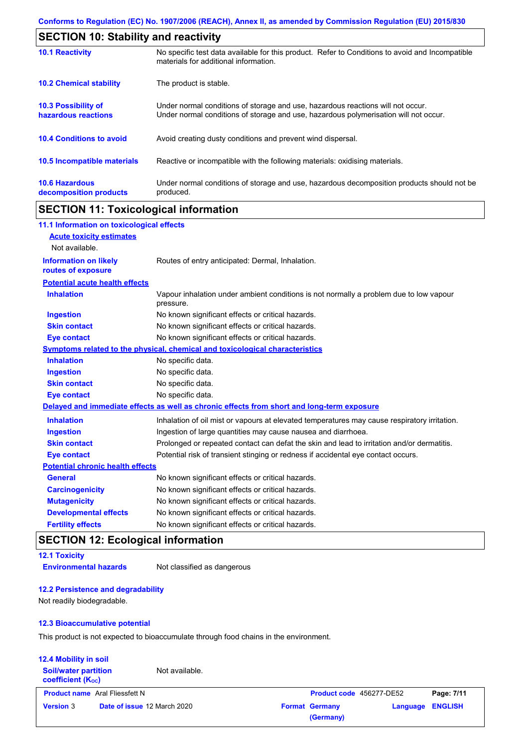## SECTION 10: Stability and reactivity

| | |
|---|---|
| **10.1 Reactivity** | No specific test data available for this product. Refer to Conditions to avoid and Incompatible materials for additional information. |
| **10.2 Chemical stability** | The product is stable. |
| **10.3 Possibility of hazardous reactions** | Under normal conditions of storage and use, hazardous reactions will not occur. Under normal conditions of storage and use, hazardous polymerisation will not occur. |
| **10.4 Conditions to avoid** | Avoid creating dusty conditions and prevent wind dispersal. |
| **10.5 Incompatible materials** | Reactive or incompatible with the following materials: oxidising materials. |
| **10.6 Hazardous decomposition products** | Under normal conditions of storage and use, hazardous decomposition products should not be produced. |

## SECTION 11: Toxicological information

### 11.1 Information on toxicological effects

**Acute toxicity estimates**

Not available.

**Information on likely routes of exposure**: Routes of entry anticipated: Dermal, Inhalation.

**Potential acute health effects**

| | |
|---|---|
| **Inhalation** | Vapour inhalation under ambient conditions is not normally a problem due to low vapour pressure. |
| **Ingestion** | No known significant effects or critical hazards. |
| **Skin contact** | No known significant effects or critical hazards. |
| **Eye contact** | No known significant effects or critical hazards. |

**Symptoms related to the physical, chemical and toxicological characteristics**

| | |
|---|---|
| **Inhalation** | No specific data. |
| **Ingestion** | No specific data. |
| **Skin contact** | No specific data. |
| **Eye contact** | No specific data. |

**Delayed and immediate effects as well as chronic effects from short and long-term exposure**

| | |
|---|---|
| **Inhalation** | Inhalation of oil mist or vapours at elevated temperatures may cause respiratory irritation. |
| **Ingestion** | Ingestion of large quantities may cause nausea and diarrhoea. |
| **Skin contact** | Prolonged or repeated contact can defat the skin and lead to irritation and/or dermatitis. |
| **Eye contact** | Potential risk of transient stinging or redness if accidental eye contact occurs. |

**Potential chronic health effects**

| | |
|---|---|
| **General** | No known significant effects or critical hazards. |
| **Carcinogenicity** | No known significant effects or critical hazards. |
| **Mutagenicity** | No known significant effects or critical hazards. |
| **Developmental effects** | No known significant effects or critical hazards. |
| **Fertility effects** | No known significant effects or critical hazards. |

## SECTION 12: Ecological information

### 12.1 Toxicity

**Environmental hazards**: Not classified as dangerous

### 12.2 Persistence and degradability

Not readily biodegradable.

### 12.3 Bioaccumulative potential

This product is not expected to bioaccumulate through food chains in the environment.

### 12.4 Mobility in soil

**Soil/water partition coefficient ($K_{OC}$)**: Not available.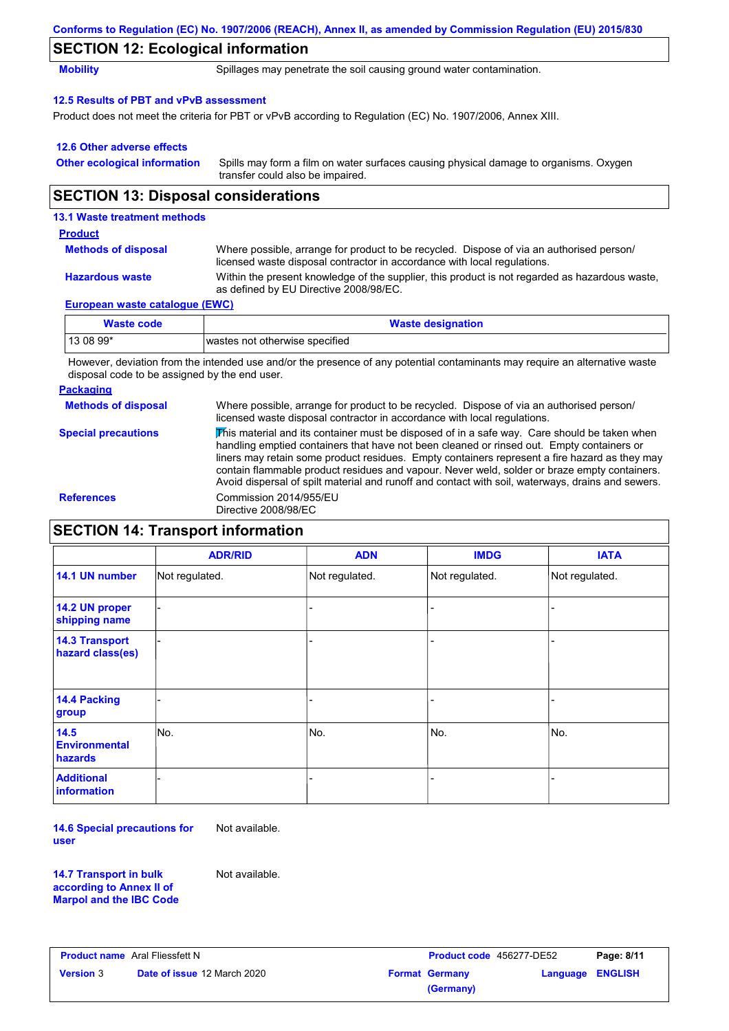## SECTION 12: Ecological information

**Mobility** — Spillages may penetrate the soil causing ground water contamination.

### 12.5 Results of PBT and vPvB assessment

Product does not meet the criteria for PBT or vPvB according to Regulation (EC) No. 1907/2006, Annex XIII.

### 12.6 Other adverse effects

**Other ecological information** — Spills may form a film on water surfaces causing physical damage to organisms. Oxygen transfer could also be impaired.

## SECTION 13: Disposal considerations

### 13.1 Waste treatment methods

**Product**

**Methods of disposal** — Where possible, arrange for product to be recycled. Dispose of via an authorised person/ licensed waste disposal contractor in accordance with local regulations.

**Hazardous waste** — Within the present knowledge of the supplier, this product is not regarded as hazardous waste, as defined by EU Directive 2008/98/EC.

**European waste catalogue (EWC)**

| Waste code | Waste designation |
|---|---|
| 13 08 99* | wastes not otherwise specified |

However, deviation from the intended use and/or the presence of any potential contaminants may require an alternative waste disposal code to be assigned by the end user.

**Packaging**

**Methods of disposal** — Where possible, arrange for product to be recycled. Dispose of via an authorised person/ licensed waste disposal contractor in accordance with local regulations.

**Special precautions** — This material and its container must be disposed of in a safe way. Care should be taken when handling emptied containers that have not been cleaned or rinsed out. Empty containers or liners may retain some product residues. Empty containers represent a fire hazard as they may contain flammable product residues and vapour. Never weld, solder or braze empty containers. Avoid dispersal of spilt material and runoff and contact with soil, waterways, drains and sewers.

**References** — Commission 2014/955/EU
Directive 2008/98/EC

## SECTION 14: Transport information

| | ADR/RID | ADN | IMDG | IATA |
|---|---|---|---|---|
| **14.1 UN number** | Not regulated. | Not regulated. | Not regulated. | Not regulated. |
| **14.2 UN proper shipping name** | - | - | - | - |
| **14.3 Transport hazard class(es)** | - | - | - | - |
| **14.4 Packing group** | - | - | - | - |
| **14.5 Environmental hazards** | No. | No. | No. | No. |
| **Additional information** | - | - | - | - |

**14.6 Special precautions for user** — Not available.

**14.7 Transport in bulk according to Annex II of Marpol and the IBC Code** — Not available.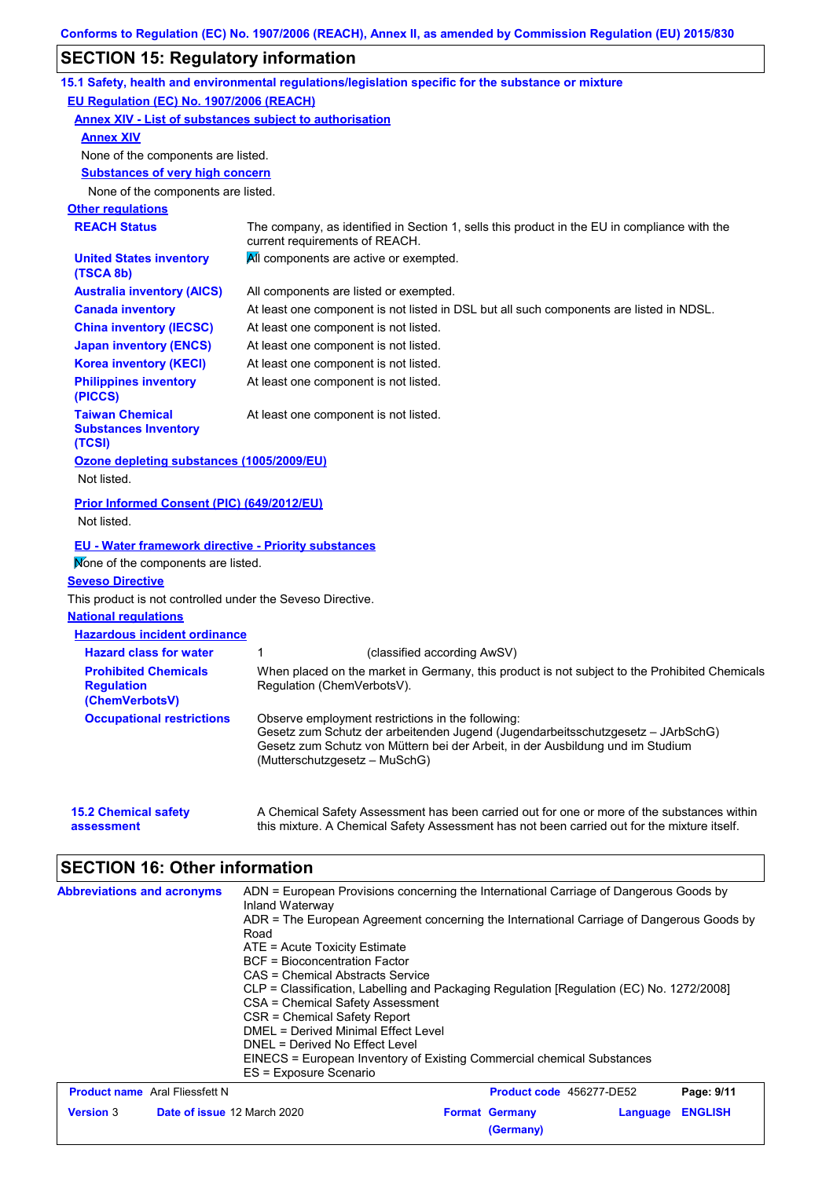## SECTION 15: Regulatory information

### 15.1 Safety, health and environmental regulations/legislation specific for the substance or mixture

**EU Regulation (EC) No. 1907/2006 (REACH)**

**Annex XIV - List of substances subject to authorisation**

**Annex XIV**

None of the components are listed.

**Substances of very high concern**

None of the components are listed.

**Other regulations**

| | |
|---|---|
| **REACH Status** | The company, as identified in Section 1, sells this product in the EU in compliance with the current requirements of REACH. |
| **United States inventory (TSCA 8b)** | All components are active or exempted. |
| **Australia inventory (AICS)** | All components are listed or exempted. |
| **Canada inventory** | At least one component is not listed in DSL but all such components are listed in NDSL. |
| **China inventory (IECSC)** | At least one component is not listed. |
| **Japan inventory (ENCS)** | At least one component is not listed. |
| **Korea inventory (KECI)** | At least one component is not listed. |
| **Philippines inventory (PICCS)** | At least one component is not listed. |
| **Taiwan Chemical Substances Inventory (TCSI)** | At least one component is not listed. |

**Ozone depleting substances (1005/2009/EU)**

Not listed.

**Prior Informed Consent (PIC) (649/2012/EU)**

Not listed.

**EU - Water framework directive - Priority substances**

None of the components are listed.

**Seveso Directive**

This product is not controlled under the Seveso Directive.

**National regulations**

**Hazardous incident ordinance**

| | |
|---|---|
| **Hazard class for water** | 1 (classified according AwSV) |
| **Prohibited Chemicals Regulation (ChemVerbotsV)** | When placed on the market in Germany, this product is not subject to the Prohibited Chemicals Regulation (ChemVerbotsV). |
| **Occupational restrictions** | Observe employment restrictions in the following:<br>Gesetz zum Schutz der arbeitenden Jugend (Jugendarbeitsschutzgesetz – JArbSchG)<br>Gesetz zum Schutz von Müttern bei der Arbeit, in der Ausbildung und im Studium (Mutterschutzgesetz – MuSchG) |

**15.2 Chemical safety assessment**

A Chemical Safety Assessment has been carried out for one or more of the substances within this mixture. A Chemical Safety Assessment has not been carried out for the mixture itself.

## SECTION 16: Other information

**Abbreviations and acronyms**

ADN = European Provisions concerning the International Carriage of Dangerous Goods by Inland Waterway
ADR = The European Agreement concerning the International Carriage of Dangerous Goods by Road
ATE = Acute Toxicity Estimate
BCF = Bioconcentration Factor
CAS = Chemical Abstracts Service
CLP = Classification, Labelling and Packaging Regulation [Regulation (EC) No. 1272/2008]
CSA = Chemical Safety Assessment
CSR = Chemical Safety Report
DMEL = Derived Minimal Effect Level
DNEL = Derived No Effect Level
EINECS = European Inventory of Existing Commercial chemical Substances
ES = Exposure Scenario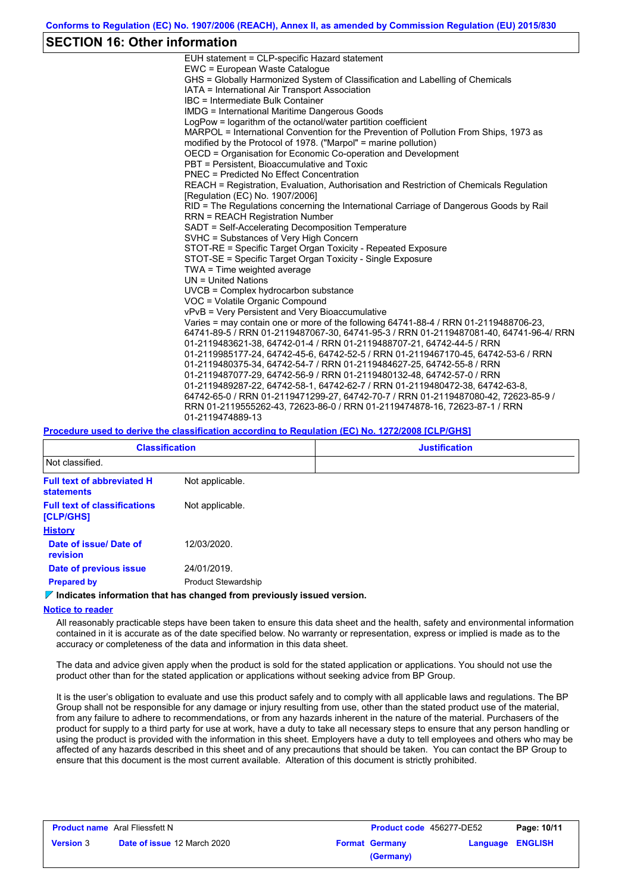## SECTION 16: Other information

EUH statement = CLP-specific Hazard statement
EWC = European Waste Catalogue
GHS = Globally Harmonized System of Classification and Labelling of Chemicals
IATA = International Air Transport Association
IBC = Intermediate Bulk Container
IMDG = International Maritime Dangerous Goods
LogPow = logarithm of the octanol/water partition coefficient
MARPOL = International Convention for the Prevention of Pollution From Ships, 1973 as modified by the Protocol of 1978. ("Marpol" = marine pollution)
OECD = Organisation for Economic Co-operation and Development
PBT = Persistent, Bioaccumulative and Toxic
PNEC = Predicted No Effect Concentration
REACH = Registration, Evaluation, Authorisation and Restriction of Chemicals Regulation [Regulation (EC) No. 1907/2006]
RID = The Regulations concerning the International Carriage of Dangerous Goods by Rail
RRN = REACH Registration Number
SADT = Self-Accelerating Decomposition Temperature
SVHC = Substances of Very High Concern
STOT-RE = Specific Target Organ Toxicity - Repeated Exposure
STOT-SE = Specific Target Organ Toxicity - Single Exposure
TWA = Time weighted average
UN = United Nations
UVCB = Complex hydrocarbon substance
VOC = Volatile Organic Compound
vPvB = Very Persistent and Very Bioaccumulative
Varies = may contain one or more of the following 64741-88-4 / RRN 01-2119488706-23, 64741-89-5 / RRN 01-2119487067-30, 64741-95-3 / RRN 01-2119487081-40, 64741-96-4/ RRN 01-2119483621-38, 64742-01-4 / RRN 01-2119488707-21, 64742-44-5 / RRN 01-2119985177-24, 64742-45-6, 64742-52-5 / RRN 01-2119467170-45, 64742-53-6 / RRN 01-2119480375-34, 64742-54-7 / RRN 01-2119484627-25, 64742-55-8 / RRN 01-2119487077-29, 64742-56-9 / RRN 01-2119480132-48, 64742-57-0 / RRN 01-2119489287-22, 64742-58-1, 64742-62-7 / RRN 01-2119480472-38, 64742-63-8, 64742-65-0 / RRN 01-2119471299-27, 64742-70-7 / RRN 01-2119487080-42, 72623-85-9 / RRN 01-2119555262-43, 72623-86-0 / RRN 01-2119474878-16, 72623-87-1 / RRN 01-2119474889-13

**Procedure used to derive the classification according to Regulation (EC) No. 1272/2008 [CLP/GHS]**

| Classification | Justification |
|---|---|
| Not classified. | |

**Full text of abbreviated H statements**: Not applicable.

**Full text of classifications [CLP/GHS]**: Not applicable.

**History**

**Date of issue/ Date of revision**: 12/03/2020.

**Date of previous issue**: 24/01/2019.

**Prepared by**: Product Stewardship

**Indicates information that has changed from previously issued version.**

**Notice to reader**

All reasonably practicable steps have been taken to ensure this data sheet and the health, safety and environmental information contained in it is accurate as of the date specified below. No warranty or representation, express or implied is made as to the accuracy or completeness of the data and information in this data sheet.

The data and advice given apply when the product is sold for the stated application or applications. You should not use the product other than for the stated application or applications without seeking advice from BP Group.

It is the user's obligation to evaluate and use this product safely and to comply with all applicable laws and regulations. The BP Group shall not be responsible for any damage or injury resulting from use, other than the stated product use of the material, from any failure to adhere to recommendations, or from any hazards inherent in the nature of the material. Purchasers of the product for supply to a third party for use at work, have a duty to take all necessary steps to ensure that any person handling or using the product is provided with the information in this sheet. Employers have a duty to tell employees and others who may be affected of any hazards described in this sheet and of any precautions that should be taken. You can contact the BP Group to ensure that this document is the most current available. Alteration of this document is strictly prohibited.